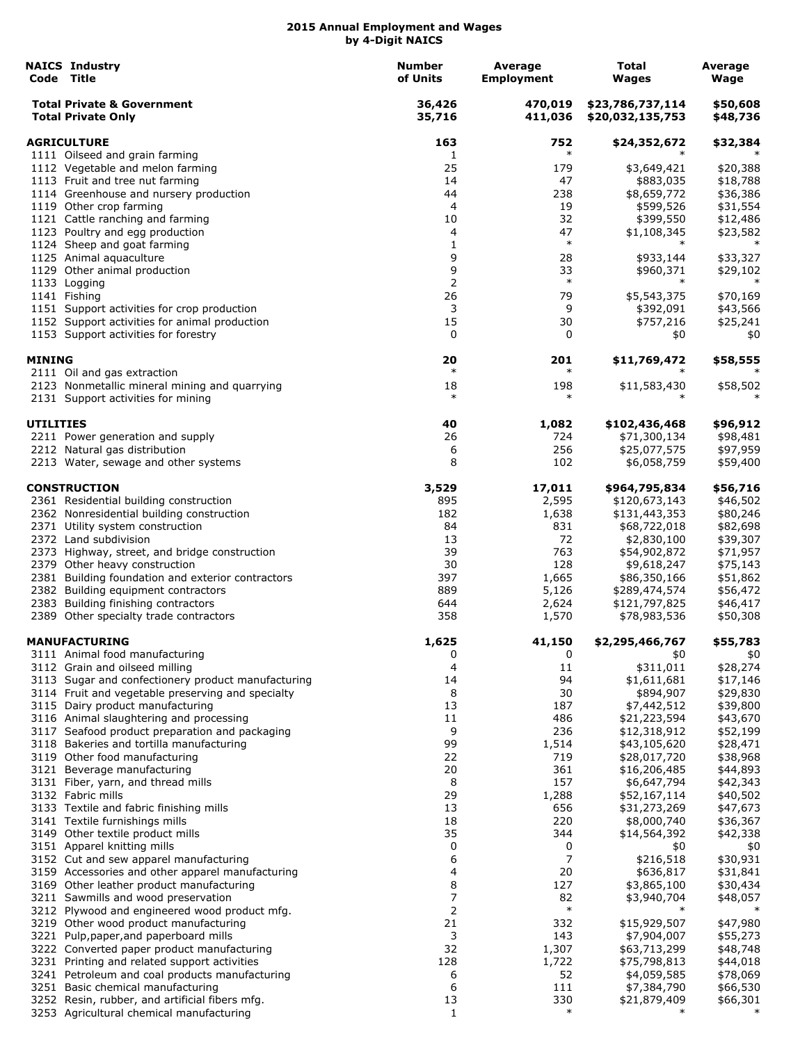# 2015 Annual Employment and Wages by 4-Digit NAICS

| NAICS Code | Industry Title | Number of Units | Average Employment | Total Wages | Average Wage |
|---|---|---|---|---|---|
| | **Total Private & Government** | **36,426** | **470,019** | **$23,786,737,114** | **$50,608** |
| | **Total Private Only** | **35,716** | **411,036** | **$20,032,135,753** | **$48,736** |
| | **AGRICULTURE** | **163** | **752** | **$24,352,672** | **$32,384** |
| 1111 | Oilseed and grain farming | 1 | * | * | * |
| 1112 | Vegetable and melon farming | 25 | 179 | $3,649,421 | $20,388 |
| 1113 | Fruit and tree nut farming | 14 | 47 | $883,035 | $18,788 |
| 1114 | Greenhouse and nursery production | 44 | 238 | $8,659,772 | $36,386 |
| 1119 | Other crop farming | 4 | 19 | $599,526 | $31,554 |
| 1121 | Cattle ranching and farming | 10 | 32 | $399,550 | $12,486 |
| 1123 | Poultry and egg production | 4 | 47 | $1,108,345 | $23,582 |
| 1124 | Sheep and goat farming | 1 | * | * | * |
| 1125 | Animal aquaculture | 9 | 28 | $933,144 | $33,327 |
| 1129 | Other animal production | 9 | 33 | $960,371 | $29,102 |
| 1133 | Logging | 2 | * | * | * |
| 1141 | Fishing | 26 | 79 | $5,543,375 | $70,169 |
| 1151 | Support activities for crop production | 3 | 9 | $392,091 | $43,566 |
| 1152 | Support activities for animal production | 15 | 30 | $757,216 | $25,241 |
| 1153 | Support activities for forestry | 0 | 0 | $0 | $0 |
| | **MINING** | **20** | **201** | **$11,769,472** | **$58,555** |
| 2111 | Oil and gas extraction | * | * | * | * |
| 2123 | Nonmetallic mineral mining and quarrying | 18 | 198 | $11,583,430 | $58,502 |
| 2131 | Support activities for mining | * | * | * | * |
| | **UTILITIES** | **40** | **1,082** | **$102,436,468** | **$96,912** |
| 2211 | Power generation and supply | 26 | 724 | $71,300,134 | $98,481 |
| 2212 | Natural gas distribution | 6 | 256 | $25,077,575 | $97,959 |
| 2213 | Water, sewage and other systems | 8 | 102 | $6,058,759 | $59,400 |
| | **CONSTRUCTION** | **3,529** | **17,011** | **$964,795,834** | **$56,716** |
| 2361 | Residential building construction | 895 | 2,595 | $120,673,143 | $46,502 |
| 2362 | Nonresidential building construction | 182 | 1,638 | $131,443,353 | $80,246 |
| 2371 | Utility system construction | 84 | 831 | $68,722,018 | $82,698 |
| 2372 | Land subdivision | 13 | 72 | $2,830,100 | $39,307 |
| 2373 | Highway, street, and bridge construction | 39 | 763 | $54,902,872 | $71,957 |
| 2379 | Other heavy construction | 30 | 128 | $9,618,247 | $75,143 |
| 2381 | Building foundation and exterior contractors | 397 | 1,665 | $86,350,166 | $51,862 |
| 2382 | Building equipment contractors | 889 | 5,126 | $289,474,574 | $56,472 |
| 2383 | Building finishing contractors | 644 | 2,624 | $121,797,825 | $46,417 |
| 2389 | Other specialty trade contractors | 358 | 1,570 | $78,983,536 | $50,308 |
| | **MANUFACTURING** | **1,625** | **41,150** | **$2,295,466,767** | **$55,783** |
| 3111 | Animal food manufacturing | 0 | 0 | $0 | $0 |
| 3112 | Grain and oilseed milling | 4 | 11 | $311,011 | $28,274 |
| 3113 | Sugar and confectionery product manufacturing | 14 | 94 | $1,611,681 | $17,146 |
| 3114 | Fruit and vegetable preserving and specialty | 8 | 30 | $894,907 | $29,830 |
| 3115 | Dairy product manufacturing | 13 | 187 | $7,442,512 | $39,800 |
| 3116 | Animal slaughtering and processing | 11 | 486 | $21,223,594 | $43,670 |
| 3117 | Seafood product preparation and packaging | 9 | 236 | $12,318,912 | $52,199 |
| 3118 | Bakeries and tortilla manufacturing | 99 | 1,514 | $43,105,620 | $28,471 |
| 3119 | Other food manufacturing | 22 | 719 | $28,017,720 | $38,968 |
| 3121 | Beverage manufacturing | 20 | 361 | $16,206,485 | $44,893 |
| 3131 | Fiber, yarn, and thread mills | 8 | 157 | $6,647,794 | $42,343 |
| 3132 | Fabric mills | 29 | 1,288 | $52,167,114 | $40,502 |
| 3133 | Textile and fabric finishing mills | 13 | 656 | $31,273,269 | $47,673 |
| 3141 | Textile furnishings mills | 18 | 220 | $8,000,740 | $36,367 |
| 3149 | Other textile product mills | 35 | 344 | $14,564,392 | $42,338 |
| 3151 | Apparel knitting mills | 0 | 0 | $0 | $0 |
| 3152 | Cut and sew apparel manufacturing | 6 | 7 | $216,518 | $30,931 |
| 3159 | Accessories and other apparel manufacturing | 4 | 20 | $636,817 | $31,841 |
| 3169 | Other leather product manufacturing | 8 | 127 | $3,865,100 | $30,434 |
| 3211 | Sawmills and wood preservation | 7 | 82 | $3,940,704 | $48,057 |
| 3212 | Plywood and engineered wood product mfg. | 2 | * | * | * |
| 3219 | Other wood product manufacturing | 21 | 332 | $15,929,507 | $47,980 |
| 3221 | Pulp,paper,and paperboard mills | 3 | 143 | $7,904,007 | $55,273 |
| 3222 | Converted paper product manufacturing | 32 | 1,307 | $63,713,299 | $48,748 |
| 3231 | Printing and related support activities | 128 | 1,722 | $75,798,813 | $44,018 |
| 3241 | Petroleum and coal products manufacturing | 6 | 52 | $4,059,585 | $78,069 |
| 3251 | Basic chemical manufacturing | 6 | 111 | $7,384,790 | $66,530 |
| 3252 | Resin, rubber, and artificial fibers mfg. | 13 | 330 | $21,879,409 | $66,301 |
| 3253 | Agricultural chemical manufacturing | 1 | * | * | * |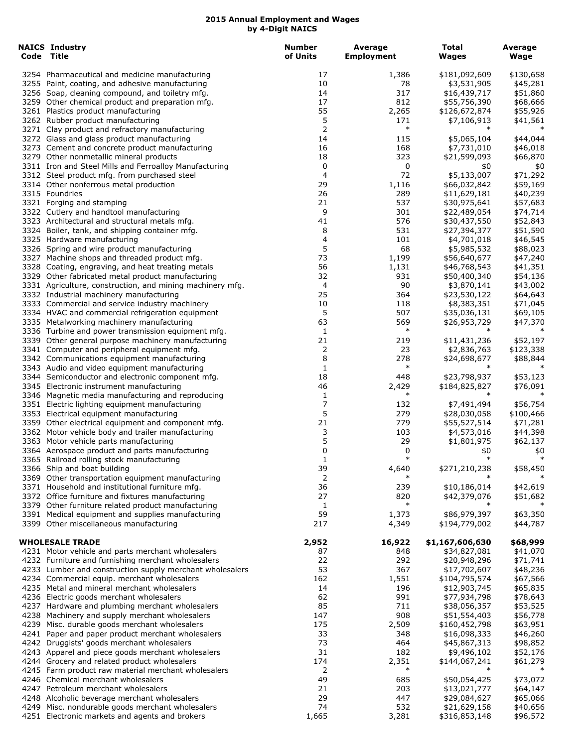## 2015 Annual Employment and Wages by 4-Digit NAICS

| NAICS Code | Industry Title | Number of Units | Average Employment | Total Wages | Average Wage |
|---|---|---|---|---|---|
| 3254 | Pharmaceutical and medicine manufacturing | 17 | 1,386 | $181,092,609 | $130,658 |
| 3255 | Paint, coating, and adhesive manufacturing | 10 | 78 | $3,531,905 | $45,281 |
| 3256 | Soap, cleaning compound, and toiletry mfg. | 14 | 317 | $16,439,717 | $51,860 |
| 3259 | Other chemical product and preparation mfg. | 17 | 812 | $55,756,390 | $68,666 |
| 3261 | Plastics product manufacturing | 55 | 2,265 | $126,672,874 | $55,926 |
| 3262 | Rubber product manufacturing | 5 | 171 | $7,106,913 | $41,561 |
| 3271 | Clay product and refractory manufacturing | 2 | * | * | * |
| 3272 | Glass and glass product manufacturing | 14 | 115 | $5,065,104 | $44,044 |
| 3273 | Cement and concrete product manufacturing | 16 | 168 | $7,731,010 | $46,018 |
| 3279 | Other nonmetallic mineral products | 18 | 323 | $21,599,093 | $66,870 |
| 3311 | Iron and Steel Mills and Ferroalloy Manufacturing | 0 | 0 | $0 | $0 |
| 3312 | Steel product mfg. from purchased steel | 4 | 72 | $5,133,007 | $71,292 |
| 3314 | Other nonferrous metal production | 29 | 1,116 | $66,032,842 | $59,169 |
| 3315 | Foundries | 26 | 289 | $11,629,181 | $40,239 |
| 3321 | Forging and stamping | 21 | 537 | $30,975,641 | $57,683 |
| 3322 | Cutlery and handtool manufacturing | 9 | 301 | $22,489,054 | $74,714 |
| 3323 | Architectural and structural metals mfg. | 41 | 576 | $30,437,550 | $52,843 |
| 3324 | Boiler, tank, and shipping container mfg. | 8 | 531 | $27,394,377 | $51,590 |
| 3325 | Hardware manufacturing | 4 | 101 | $4,701,018 | $46,545 |
| 3326 | Spring and wire product manufacturing | 5 | 68 | $5,985,532 | $88,023 |
| 3327 | Machine shops and threaded product mfg. | 73 | 1,199 | $56,640,677 | $47,240 |
| 3328 | Coating, engraving, and heat treating metals | 56 | 1,131 | $46,768,543 | $41,351 |
| 3329 | Other fabricated metal product manufacturing | 32 | 931 | $50,400,340 | $54,136 |
| 3331 | Agriculture, construction, and mining machinery mfg. | 4 | 90 | $3,870,141 | $43,002 |
| 3332 | Industrial machinery manufacturing | 25 | 364 | $23,530,122 | $64,643 |
| 3333 | Commercial and service industry machinery | 10 | 118 | $8,383,351 | $71,045 |
| 3334 | HVAC and commercial refrigeration equipment | 5 | 507 | $35,036,131 | $69,105 |
| 3335 | Metalworking machinery manufacturing | 63 | 569 | $26,953,729 | $47,370 |
| 3336 | Turbine and power transmission equipment mfg. | 1 | * | * | * |
| 3339 | Other general purpose machinery manufacturing | 21 | 219 | $11,431,236 | $52,197 |
| 3341 | Computer and peripheral equipment mfg. | 2 | 23 | $2,836,763 | $123,338 |
| 3342 | Communications equipment manufacturing | 8 | 278 | $24,698,677 | $88,844 |
| 3343 | Audio and video equipment manufacturing | 1 | * | * | * |
| 3344 | Semiconductor and electronic component mfg. | 18 | 448 | $23,798,937 | $53,123 |
| 3345 | Electronic instrument manufacturing | 46 | 2,429 | $184,825,827 | $76,091 |
| 3346 | Magnetic media manufacturing and reproducing | 1 | * | * | * |
| 3351 | Electric lighting equipment manufacturing | 7 | 132 | $7,491,494 | $56,754 |
| 3353 | Electrical equipment manufacturing | 5 | 279 | $28,030,058 | $100,466 |
| 3359 | Other electrical equipment and component mfg. | 21 | 779 | $55,527,514 | $71,281 |
| 3362 | Motor vehicle body and trailer manufacturing | 3 | 103 | $4,573,016 | $44,398 |
| 3363 | Motor vehicle parts manufacturing | 5 | 29 | $1,801,975 | $62,137 |
| 3364 | Aerospace product and parts manufacturing | 0 | 0 | $0 | $0 |
| 3365 | Railroad rolling stock manufacturing | 1 | * | * | * |
| 3366 | Ship and boat building | 39 | 4,640 | $271,210,238 | $58,450 |
| 3369 | Other transportation equipment manufacturing | 2 | * | * | * |
| 3371 | Household and institutional furniture mfg. | 36 | 239 | $10,186,014 | $42,619 |
| 3372 | Office furniture and fixtures manufacturing | 27 | 820 | $42,379,076 | $51,682 |
| 3379 | Other furniture related product manufacturing | 1 | * | * | * |
| 3391 | Medical equipment and supplies manufacturing | 59 | 1,373 | $86,979,397 | $63,350 |
| 3399 | Other miscellaneous manufacturing | 217 | 4,349 | $194,779,002 | $44,787 |
| | **WHOLESALE TRADE** | **2,952** | **16,922** | **$1,167,606,630** | **$68,999** |
| 4231 | Motor vehicle and parts merchant wholesalers | 87 | 848 | $34,827,081 | $41,070 |
| 4232 | Furniture and furnishing merchant wholesalers | 22 | 292 | $20,948,296 | $71,741 |
| 4233 | Lumber and construction supply merchant wholesalers | 53 | 367 | $17,702,607 | $48,236 |
| 4234 | Commercial equip. merchant wholesalers | 162 | 1,551 | $104,795,574 | $67,566 |
| 4235 | Metal and mineral merchant wholesalers | 14 | 196 | $12,903,745 | $65,835 |
| 4236 | Electric goods merchant wholesalers | 62 | 991 | $77,934,798 | $78,643 |
| 4237 | Hardware and plumbing merchant wholesalers | 85 | 711 | $38,056,357 | $53,525 |
| 4238 | Machinery and supply merchant wholesalers | 147 | 908 | $51,554,403 | $56,778 |
| 4239 | Misc. durable goods merchant wholesalers | 175 | 2,509 | $160,452,798 | $63,951 |
| 4241 | Paper and paper product merchant wholesalers | 33 | 348 | $16,098,333 | $46,260 |
| 4242 | Druggists' goods merchant wholesalers | 73 | 464 | $45,867,313 | $98,852 |
| 4243 | Apparel and piece goods merchant wholesalers | 31 | 182 | $9,496,102 | $52,176 |
| 4244 | Grocery and related product wholesalers | 174 | 2,351 | $144,067,241 | $61,279 |
| 4245 | Farm product raw material merchant wholesalers | 2 | * | * | * |
| 4246 | Chemical merchant wholesalers | 49 | 685 | $50,054,425 | $73,072 |
| 4247 | Petroleum merchant wholesalers | 21 | 203 | $13,021,777 | $64,147 |
| 4248 | Alcoholic beverage merchant wholesalers | 29 | 447 | $29,084,627 | $65,066 |
| 4249 | Misc. nondurable goods merchant wholesalers | 74 | 532 | $21,629,158 | $40,656 |
| 4251 | Electronic markets and agents and brokers | 1,665 | 3,281 | $316,853,148 | $96,572 |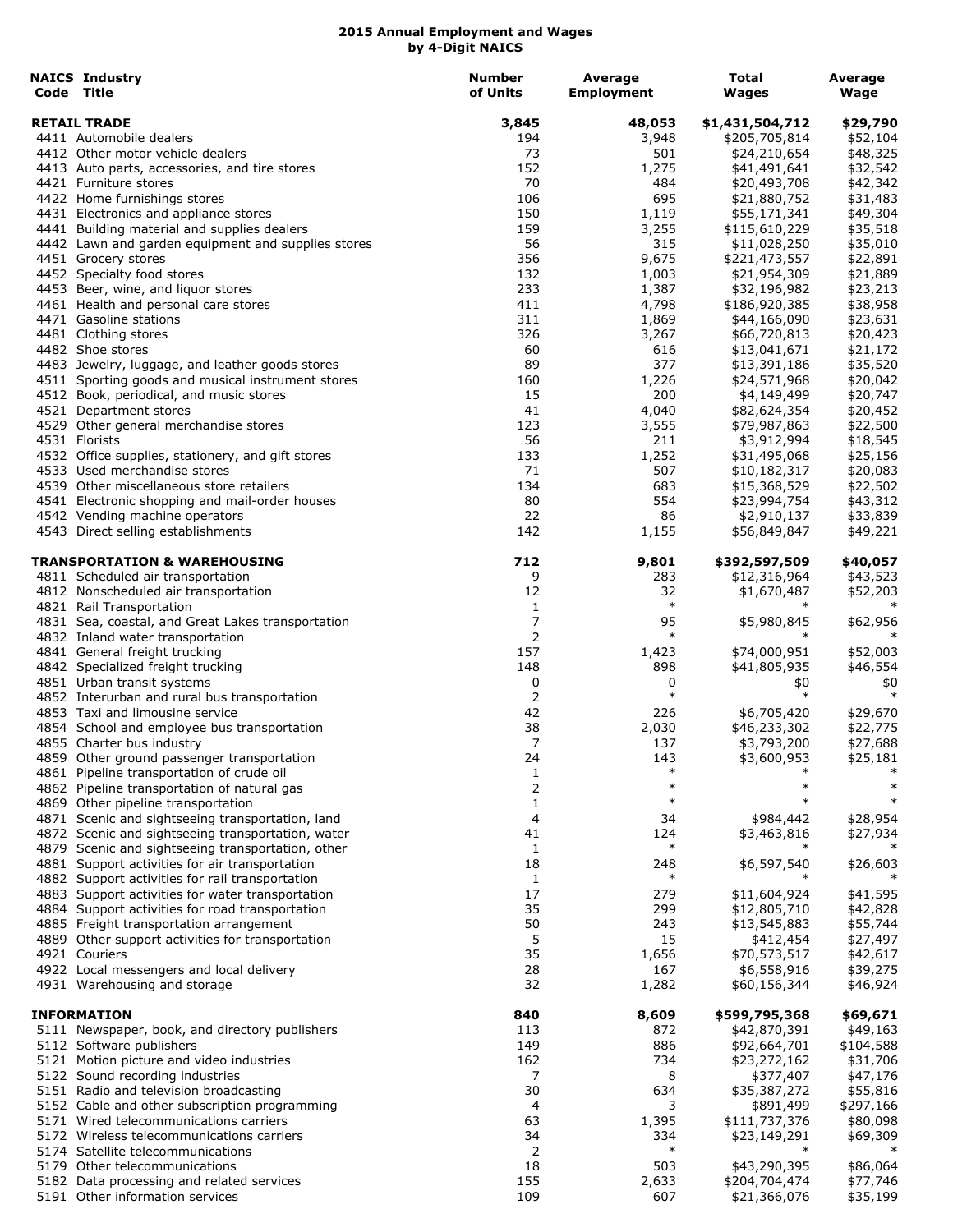# 2015 Annual Employment and Wages by 4-Digit NAICS

| NAICS Code | Industry Title | Number of Units | Average Employment | Total Wages | Average Wage |
|---|---|---|---|---|---|
| | **RETAIL TRADE** | **3,845** | **48,053** | **$1,431,504,712** | **$29,790** |
| 4411 | Automobile dealers | 194 | 3,948 | $205,705,814 | $52,104 |
| 4412 | Other motor vehicle dealers | 73 | 501 | $24,210,654 | $48,325 |
| 4413 | Auto parts, accessories, and tire stores | 152 | 1,275 | $41,491,641 | $32,542 |
| 4421 | Furniture stores | 70 | 484 | $20,493,708 | $42,342 |
| 4422 | Home furnishings stores | 106 | 695 | $21,880,752 | $31,483 |
| 4431 | Electronics and appliance stores | 150 | 1,119 | $55,171,341 | $49,304 |
| 4441 | Building material and supplies dealers | 159 | 3,255 | $115,610,229 | $35,518 |
| 4442 | Lawn and garden equipment and supplies stores | 56 | 315 | $11,028,250 | $35,010 |
| 4451 | Grocery stores | 356 | 9,675 | $221,473,557 | $22,891 |
| 4452 | Specialty food stores | 132 | 1,003 | $21,954,309 | $21,889 |
| 4453 | Beer, wine, and liquor stores | 233 | 1,387 | $32,196,982 | $23,213 |
| 4461 | Health and personal care stores | 411 | 4,798 | $186,920,385 | $38,958 |
| 4471 | Gasoline stations | 311 | 1,869 | $44,166,090 | $23,631 |
| 4481 | Clothing stores | 326 | 3,267 | $66,720,813 | $20,423 |
| 4482 | Shoe stores | 60 | 616 | $13,041,671 | $21,172 |
| 4483 | Jewelry, luggage, and leather goods stores | 89 | 377 | $13,391,186 | $35,520 |
| 4511 | Sporting goods and musical instrument stores | 160 | 1,226 | $24,571,968 | $20,042 |
| 4512 | Book, periodical, and music stores | 15 | 200 | $4,149,499 | $20,747 |
| 4521 | Department stores | 41 | 4,040 | $82,624,354 | $20,452 |
| 4529 | Other general merchandise stores | 123 | 3,555 | $79,987,863 | $22,500 |
| 4531 | Florists | 56 | 211 | $3,912,994 | $18,545 |
| 4532 | Office supplies, stationery, and gift stores | 133 | 1,252 | $31,495,068 | $25,156 |
| 4533 | Used merchandise stores | 71 | 507 | $10,182,317 | $20,083 |
| 4539 | Other miscellaneous store retailers | 134 | 683 | $15,368,529 | $22,502 |
| 4541 | Electronic shopping and mail-order houses | 80 | 554 | $23,994,754 | $43,312 |
| 4542 | Vending machine operators | 22 | 86 | $2,910,137 | $33,839 |
| 4543 | Direct selling establishments | 142 | 1,155 | $56,849,847 | $49,221 |
| | **TRANSPORTATION & WAREHOUSING** | **712** | **9,801** | **$392,597,509** | **$40,057** |
| 4811 | Scheduled air transportation | 9 | 283 | $12,316,964 | $43,523 |
| 4812 | Nonscheduled air transportation | 12 | 32 | $1,670,487 | $52,203 |
| 4821 | Rail Transportation | 1 | * | * | * |
| 4831 | Sea, coastal, and Great Lakes transportation | 7 | 95 | $5,980,845 | $62,956 |
| 4832 | Inland water transportation | 2 | * | * | * |
| 4841 | General freight trucking | 157 | 1,423 | $74,000,951 | $52,003 |
| 4842 | Specialized freight trucking | 148 | 898 | $41,805,935 | $46,554 |
| 4851 | Urban transit systems | 0 | 0 | $0 | $0 |
| 4852 | Interurban and rural bus transportation | 2 | * | * | * |
| 4853 | Taxi and limousine service | 42 | 226 | $6,705,420 | $29,670 |
| 4854 | School and employee bus transportation | 38 | 2,030 | $46,233,302 | $22,775 |
| 4855 | Charter bus industry | 7 | 137 | $3,793,200 | $27,688 |
| 4859 | Other ground passenger transportation | 24 | 143 | $3,600,953 | $25,181 |
| 4861 | Pipeline transportation of crude oil | 1 | * | * | * |
| 4862 | Pipeline transportation of natural gas | 2 | * | * | * |
| 4869 | Other pipeline transportation | 1 | * | * | * |
| 4871 | Scenic and sightseeing transportation, land | 4 | 34 | $984,442 | $28,954 |
| 4872 | Scenic and sightseeing transportation, water | 41 | 124 | $3,463,816 | $27,934 |
| 4879 | Scenic and sightseeing transportation, other | 1 | * | * | * |
| 4881 | Support activities for air transportation | 18 | 248 | $6,597,540 | $26,603 |
| 4882 | Support activities for rail transportation | 1 | * | * | * |
| 4883 | Support activities for water transportation | 17 | 279 | $11,604,924 | $41,595 |
| 4884 | Support activities for road transportation | 35 | 299 | $12,805,710 | $42,828 |
| 4885 | Freight transportation arrangement | 50 | 243 | $13,545,883 | $55,744 |
| 4889 | Other support activities for transportation | 5 | 15 | $412,454 | $27,497 |
| 4921 | Couriers | 35 | 1,656 | $70,573,517 | $42,617 |
| 4922 | Local messengers and local delivery | 28 | 167 | $6,558,916 | $39,275 |
| 4931 | Warehousing and storage | 32 | 1,282 | $60,156,344 | $46,924 |
| | **INFORMATION** | **840** | **8,609** | **$599,795,368** | **$69,671** |
| 5111 | Newspaper, book, and directory publishers | 113 | 872 | $42,870,391 | $49,163 |
| 5112 | Software publishers | 149 | 886 | $92,664,701 | $104,588 |
| 5121 | Motion picture and video industries | 162 | 734 | $23,272,162 | $31,706 |
| 5122 | Sound recording industries | 7 | 8 | $377,407 | $47,176 |
| 5151 | Radio and television broadcasting | 30 | 634 | $35,387,272 | $55,816 |
| 5152 | Cable and other subscription programming | 4 | 3 | $891,499 | $297,166 |
| 5171 | Wired telecommunications carriers | 63 | 1,395 | $111,737,376 | $80,098 |
| 5172 | Wireless telecommunications carriers | 34 | 334 | $23,149,291 | $69,309 |
| 5174 | Satellite telecommunications | 2 | * | * | * |
| 5179 | Other telecommunications | 18 | 503 | $43,290,395 | $86,064 |
| 5182 | Data processing and related services | 155 | 2,633 | $204,704,474 | $77,746 |
| 5191 | Other information services | 109 | 607 | $21,366,076 | $35,199 |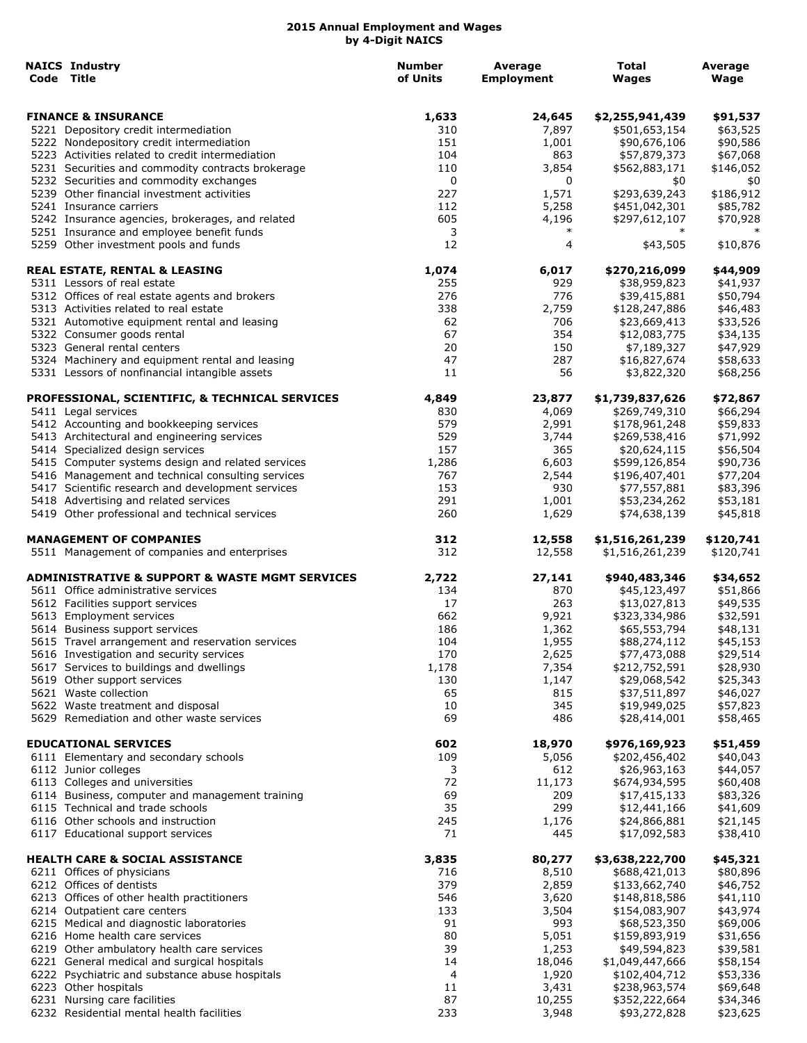# 2015 Annual Employment and Wages
## by 4-Digit NAICS

| NAICS Code | Industry Title | Number of Units | Average Employment | Total Wages | Average Wage |
|---|---|---|---|---|---|
| | **FINANCE & INSURANCE** | **1,633** | **24,645** | **$2,255,941,439** | **$91,537** |
| 5221 | Depository credit intermediation | 310 | 7,897 | $501,653,154 | $63,525 |
| 5222 | Nondepository credit intermediation | 151 | 1,001 | $90,676,106 | $90,586 |
| 5223 | Activities related to credit intermediation | 104 | 863 | $57,879,373 | $67,068 |
| 5231 | Securities and commodity contracts brokerage | 110 | 3,854 | $562,883,171 | $146,052 |
| 5232 | Securities and commodity exchanges | 0 | 0 | $0 | $0 |
| 5239 | Other financial investment activities | 227 | 1,571 | $293,639,243 | $186,912 |
| 5241 | Insurance carriers | 112 | 5,258 | $451,042,301 | $85,782 |
| 5242 | Insurance agencies, brokerages, and related | 605 | 4,196 | $297,612,107 | $70,928 |
| 5251 | Insurance and employee benefit funds | 3 | * | * | * |
| 5259 | Other investment pools and funds | 12 | 4 | $43,505 | $10,876 |
| | **REAL ESTATE, RENTAL & LEASING** | **1,074** | **6,017** | **$270,216,099** | **$44,909** |
| 5311 | Lessors of real estate | 255 | 929 | $38,959,823 | $41,937 |
| 5312 | Offices of real estate agents and brokers | 276 | 776 | $39,415,881 | $50,794 |
| 5313 | Activities related to real estate | 338 | 2,759 | $128,247,886 | $46,483 |
| 5321 | Automotive equipment rental and leasing | 62 | 706 | $23,669,413 | $33,526 |
| 5322 | Consumer goods rental | 67 | 354 | $12,083,775 | $34,135 |
| 5323 | General rental centers | 20 | 150 | $7,189,327 | $47,929 |
| 5324 | Machinery and equipment rental and leasing | 47 | 287 | $16,827,674 | $58,633 |
| 5331 | Lessors of nonfinancial intangible assets | 11 | 56 | $3,822,320 | $68,256 |
| | **PROFESSIONAL, SCIENTIFIC, & TECHNICAL SERVICES** | **4,849** | **23,877** | **$1,739,837,626** | **$72,867** |
| 5411 | Legal services | 830 | 4,069 | $269,749,310 | $66,294 |
| 5412 | Accounting and bookkeeping services | 579 | 2,991 | $178,961,248 | $59,833 |
| 5413 | Architectural and engineering services | 529 | 3,744 | $269,538,416 | $71,992 |
| 5414 | Specialized design services | 157 | 365 | $20,624,115 | $56,504 |
| 5415 | Computer systems design and related services | 1,286 | 6,603 | $599,126,854 | $90,736 |
| 5416 | Management and technical consulting services | 767 | 2,544 | $196,407,401 | $77,204 |
| 5417 | Scientific research and development services | 153 | 930 | $77,557,881 | $83,396 |
| 5418 | Advertising and related services | 291 | 1,001 | $53,234,262 | $53,181 |
| 5419 | Other professional and technical services | 260 | 1,629 | $74,638,139 | $45,818 |
| | **MANAGEMENT OF COMPANIES** | **312** | **12,558** | **$1,516,261,239** | **$120,741** |
| 5511 | Management of companies and enterprises | 312 | 12,558 | $1,516,261,239 | $120,741 |
| | **ADMINISTRATIVE & SUPPORT & WASTE MGMT SERVICES** | **2,722** | **27,141** | **$940,483,346** | **$34,652** |
| 5611 | Office administrative services | 134 | 870 | $45,123,497 | $51,866 |
| 5612 | Facilities support services | 17 | 263 | $13,027,813 | $49,535 |
| 5613 | Employment services | 662 | 9,921 | $323,334,986 | $32,591 |
| 5614 | Business support services | 186 | 1,362 | $65,553,794 | $48,131 |
| 5615 | Travel arrangement and reservation services | 104 | 1,955 | $88,274,112 | $45,153 |
| 5616 | Investigation and security services | 170 | 2,625 | $77,473,088 | $29,514 |
| 5617 | Services to buildings and dwellings | 1,178 | 7,354 | $212,752,591 | $28,930 |
| 5619 | Other support services | 130 | 1,147 | $29,068,542 | $25,343 |
| 5621 | Waste collection | 65 | 815 | $37,511,897 | $46,027 |
| 5622 | Waste treatment and disposal | 10 | 345 | $19,949,025 | $57,823 |
| 5629 | Remediation and other waste services | 69 | 486 | $28,414,001 | $58,465 |
| | **EDUCATIONAL SERVICES** | **602** | **18,970** | **$976,169,923** | **$51,459** |
| 6111 | Elementary and secondary schools | 109 | 5,056 | $202,456,402 | $40,043 |
| 6112 | Junior colleges | 3 | 612 | $26,963,163 | $44,057 |
| 6113 | Colleges and universities | 72 | 11,173 | $674,934,595 | $60,408 |
| 6114 | Business, computer and management training | 69 | 209 | $17,415,133 | $83,326 |
| 6115 | Technical and trade schools | 35 | 299 | $12,441,166 | $41,609 |
| 6116 | Other schools and instruction | 245 | 1,176 | $24,866,881 | $21,145 |
| 6117 | Educational support services | 71 | 445 | $17,092,583 | $38,410 |
| | **HEALTH CARE & SOCIAL ASSISTANCE** | **3,835** | **80,277** | **$3,638,222,700** | **$45,321** |
| 6211 | Offices of physicians | 716 | 8,510 | $688,421,013 | $80,896 |
| 6212 | Offices of dentists | 379 | 2,859 | $133,662,740 | $46,752 |
| 6213 | Offices of other health practitioners | 546 | 3,620 | $148,818,586 | $41,110 |
| 6214 | Outpatient care centers | 133 | 3,504 | $154,083,907 | $43,974 |
| 6215 | Medical and diagnostic laboratories | 91 | 993 | $68,523,350 | $69,006 |
| 6216 | Home health care services | 80 | 5,051 | $159,893,919 | $31,656 |
| 6219 | Other ambulatory health care services | 39 | 1,253 | $49,594,823 | $39,581 |
| 6221 | General medical and surgical hospitals | 14 | 18,046 | $1,049,447,666 | $58,154 |
| 6222 | Psychiatric and substance abuse hospitals | 4 | 1,920 | $102,404,712 | $53,336 |
| 6223 | Other hospitals | 11 | 3,431 | $238,963,574 | $69,648 |
| 6231 | Nursing care facilities | 87 | 10,255 | $352,222,664 | $34,346 |
| 6232 | Residential mental health facilities | 233 | 3,948 | $93,272,828 | $23,625 |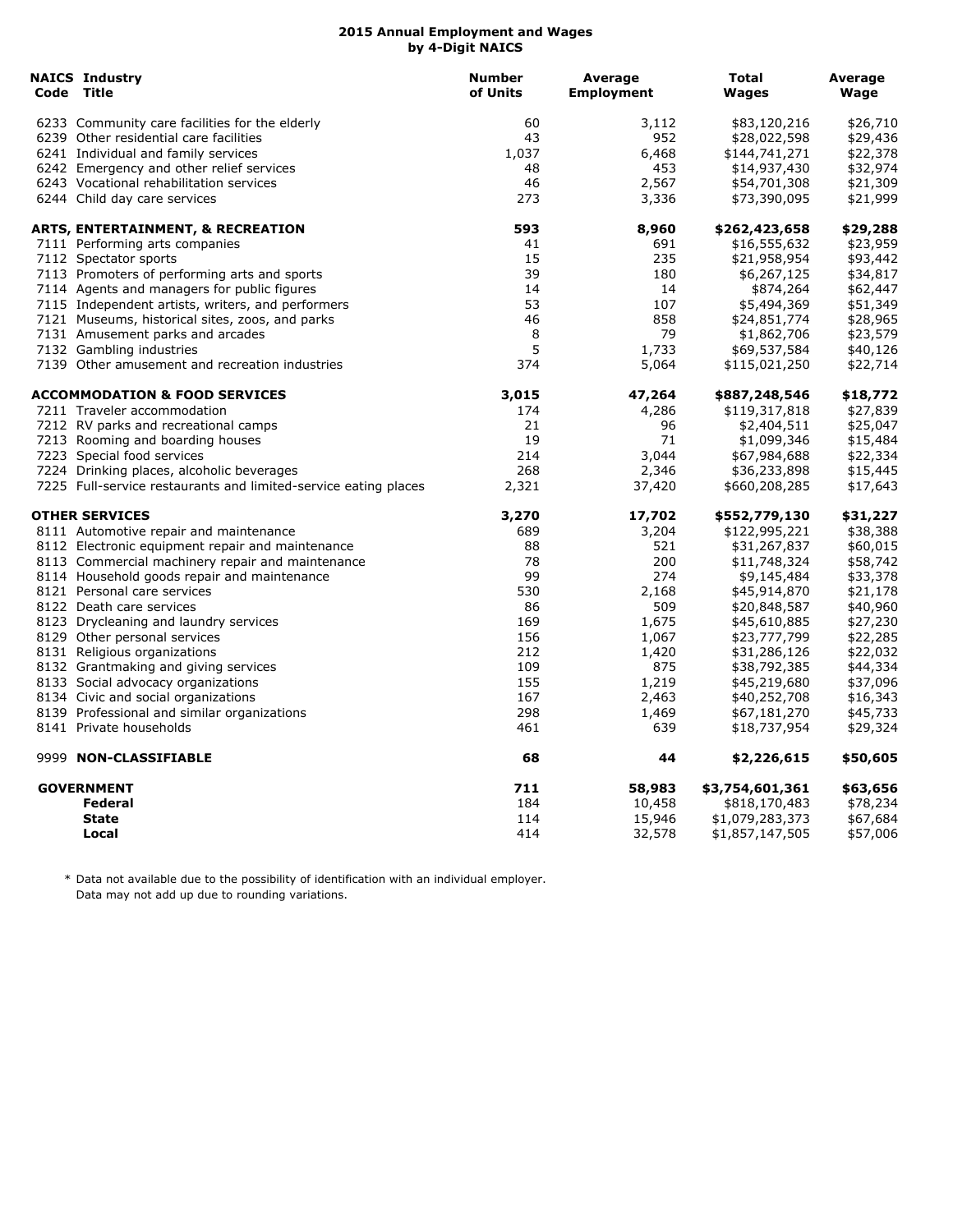**2015 Annual Employment and Wages by 4-Digit NAICS**

| NAICS Code | Industry Title | Number of Units | Average Employment | Total Wages | Average Wage |
|---|---|---|---|---|---|
| 6233 | Community care facilities for the elderly | 60 | 3,112 | $83,120,216 | $26,710 |
| 6239 | Other residential care facilities | 43 | 952 | $28,022,598 | $29,436 |
| 6241 | Individual and family services | 1,037 | 6,468 | $144,741,271 | $22,378 |
| 6242 | Emergency and other relief services | 48 | 453 | $14,937,430 | $32,974 |
| 6243 | Vocational rehabilitation services | 46 | 2,567 | $54,701,308 | $21,309 |
| 6244 | Child day care services | 273 | 3,336 | $73,390,095 | $21,999 |
| | **ARTS, ENTERTAINMENT, & RECREATION** | **593** | **8,960** | **$262,423,658** | **$29,288** |
| 7111 | Performing arts companies | 41 | 691 | $16,555,632 | $23,959 |
| 7112 | Spectator sports | 15 | 235 | $21,958,954 | $93,442 |
| 7113 | Promoters of performing arts and sports | 39 | 180 | $6,267,125 | $34,817 |
| 7114 | Agents and managers for public figures | 14 | 14 | $874,264 | $62,447 |
| 7115 | Independent artists, writers, and performers | 53 | 107 | $5,494,369 | $51,349 |
| 7121 | Museums, historical sites, zoos, and parks | 46 | 858 | $24,851,774 | $28,965 |
| 7131 | Amusement parks and arcades | 8 | 79 | $1,862,706 | $23,579 |
| 7132 | Gambling industries | 5 | 1,733 | $69,537,584 | $40,126 |
| 7139 | Other amusement and recreation industries | 374 | 5,064 | $115,021,250 | $22,714 |
| | **ACCOMMODATION & FOOD SERVICES** | **3,015** | **47,264** | **$887,248,546** | **$18,772** |
| 7211 | Traveler accommodation | 174 | 4,286 | $119,317,818 | $27,839 |
| 7212 | RV parks and recreational camps | 21 | 96 | $2,404,511 | $25,047 |
| 7213 | Rooming and boarding houses | 19 | 71 | $1,099,346 | $15,484 |
| 7223 | Special food services | 214 | 3,044 | $67,984,688 | $22,334 |
| 7224 | Drinking places, alcoholic beverages | 268 | 2,346 | $36,233,898 | $15,445 |
| 7225 | Full-service restaurants and limited-service eating places | 2,321 | 37,420 | $660,208,285 | $17,643 |
| | **OTHER SERVICES** | **3,270** | **17,702** | **$552,779,130** | **$31,227** |
| 8111 | Automotive repair and maintenance | 689 | 3,204 | $122,995,221 | $38,388 |
| 8112 | Electronic equipment repair and maintenance | 88 | 521 | $31,267,837 | $60,015 |
| 8113 | Commercial machinery repair and maintenance | 78 | 200 | $11,748,324 | $58,742 |
| 8114 | Household goods repair and maintenance | 99 | 274 | $9,145,484 | $33,378 |
| 8121 | Personal care services | 530 | 2,168 | $45,914,870 | $21,178 |
| 8122 | Death care services | 86 | 509 | $20,848,587 | $40,960 |
| 8123 | Drycleaning and laundry services | 169 | 1,675 | $45,610,885 | $27,230 |
| 8129 | Other personal services | 156 | 1,067 | $23,777,799 | $22,285 |
| 8131 | Religious organizations | 212 | 1,420 | $31,286,126 | $22,032 |
| 8132 | Grantmaking and giving services | 109 | 875 | $38,792,385 | $44,334 |
| 8133 | Social advocacy organizations | 155 | 1,219 | $45,219,680 | $37,096 |
| 8134 | Civic and social organizations | 167 | 2,463 | $40,252,708 | $16,343 |
| 8139 | Professional and similar organizations | 298 | 1,469 | $67,181,270 | $45,733 |
| 8141 | Private households | 461 | 639 | $18,737,954 | $29,324 |
| 9999 | **NON-CLASSIFIABLE** | **68** | **44** | **$2,226,615** | **$50,605** |
| | **GOVERNMENT** | **711** | **58,983** | **$3,754,601,361** | **$63,656** |
| | **Federal** | 184 | 10,458 | $818,170,483 | $78,234 |
| | **State** | 114 | 15,946 | $1,079,283,373 | $67,684 |
| | **Local** | 414 | 32,578 | $1,857,147,505 | $57,006 |

* Data not available due to the possibility of identification with an individual employer.
Data may not add up due to rounding variations.